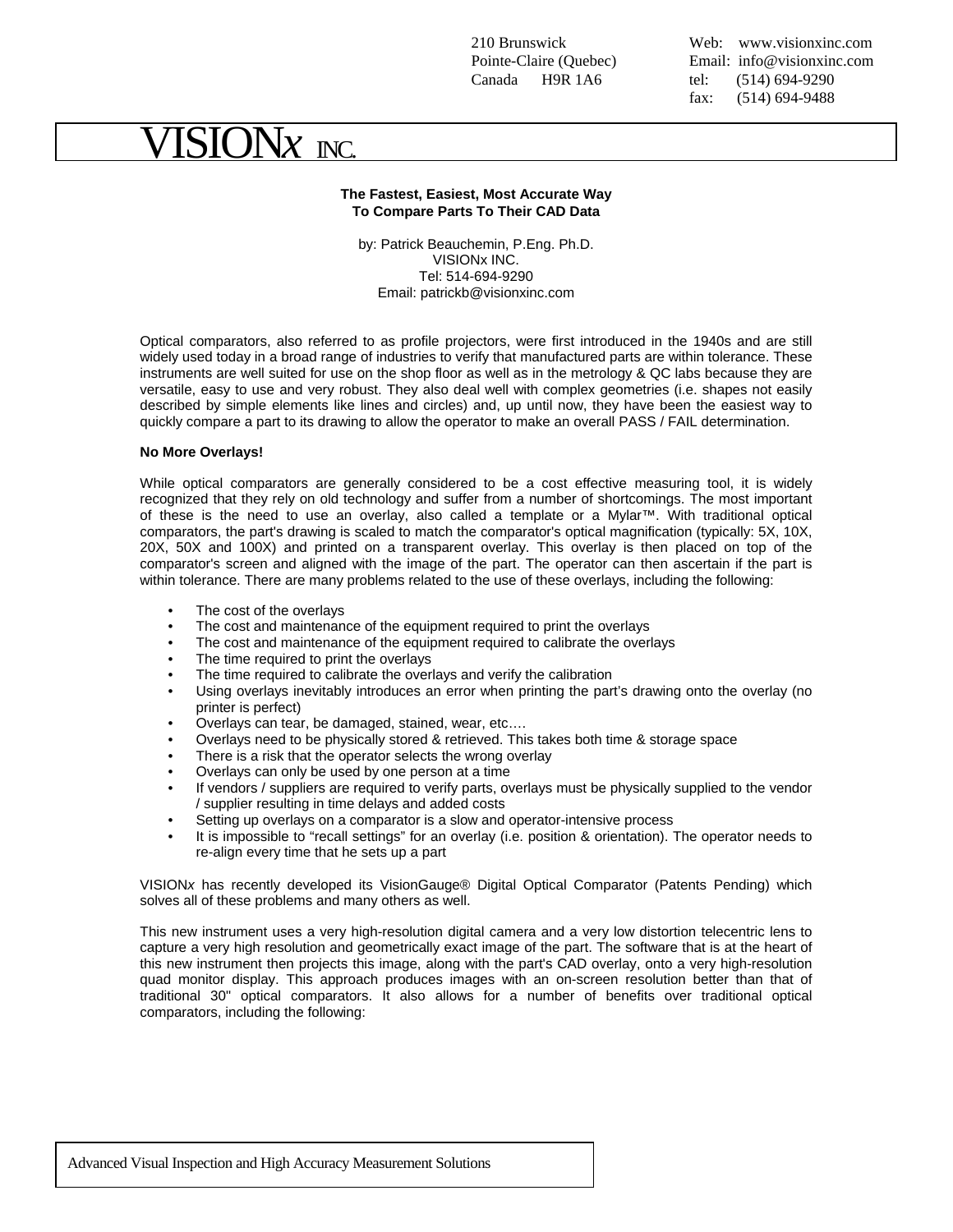210 Brunswick
Pointe-Claire (Quebec)
Canada H9R 1A6

Web: www.visionxinc.com
Email: info@visionxinc.com
tel: (514) 694-9290
fax: (514) 694-9488

# VISION*x* INC.

**The Fastest, Easiest, Most Accurate Way To Compare Parts To Their CAD Data**

by: Patrick Beauchemin, P.Eng. Ph.D.
VISIONx INC.
Tel: 514-694-9290
Email: patrickb@visionxinc.com

Optical comparators, also referred to as profile projectors, were first introduced in the 1940s and are still widely used today in a broad range of industries to verify that manufactured parts are within tolerance. These instruments are well suited for use on the shop floor as well as in the metrology & QC labs because they are versatile, easy to use and very robust. They also deal well with complex geometries (i.e. shapes not easily described by simple elements like lines and circles) and, up until now, they have been the easiest way to quickly compare a part to its drawing to allow the operator to make an overall PASS / FAIL determination.

**No More Overlays!**

While optical comparators are generally considered to be a cost effective measuring tool, it is widely recognized that they rely on old technology and suffer from a number of shortcomings. The most important of these is the need to use an overlay, also called a template or a Mylar™. With traditional optical comparators, the part's drawing is scaled to match the comparator's optical magnification (typically: 5X, 10X, 20X, 50X and 100X) and printed on a transparent overlay. This overlay is then placed on top of the comparator's screen and aligned with the image of the part. The operator can then ascertain if the part is within tolerance. There are many problems related to the use of these overlays, including the following:

- The cost of the overlays
- The cost and maintenance of the equipment required to print the overlays
- The cost and maintenance of the equipment required to calibrate the overlays
- The time required to print the overlays
- The time required to calibrate the overlays and verify the calibration
- Using overlays inevitably introduces an error when printing the part's drawing onto the overlay (no printer is perfect)
- Overlays can tear, be damaged, stained, wear, etc.…
- Overlays need to be physically stored & retrieved. This takes both time & storage space
- There is a risk that the operator selects the wrong overlay
- Overlays can only be used by one person at a time
- If vendors / suppliers are required to verify parts, overlays must be physically supplied to the vendor / supplier resulting in time delays and added costs
- Setting up overlays on a comparator is a slow and operator-intensive process
- It is impossible to "recall settings" for an overlay (i.e. position & orientation). The operator needs to re-align every time that he sets up a part

VISION*x* has recently developed its VisionGauge® Digital Optical Comparator (Patents Pending) which solves all of these problems and many others as well.

This new instrument uses a very high-resolution digital camera and a very low distortion telecentric lens to capture a very high resolution and geometrically exact image of the part. The software that is at the heart of this new instrument then projects this image, along with the part's CAD overlay, onto a very high-resolution quad monitor display. This approach produces images with an on-screen resolution better than that of traditional 30" optical comparators. It also allows for a number of benefits over traditional optical comparators, including the following:

Advanced Visual Inspection and High Accuracy Measurement Solutions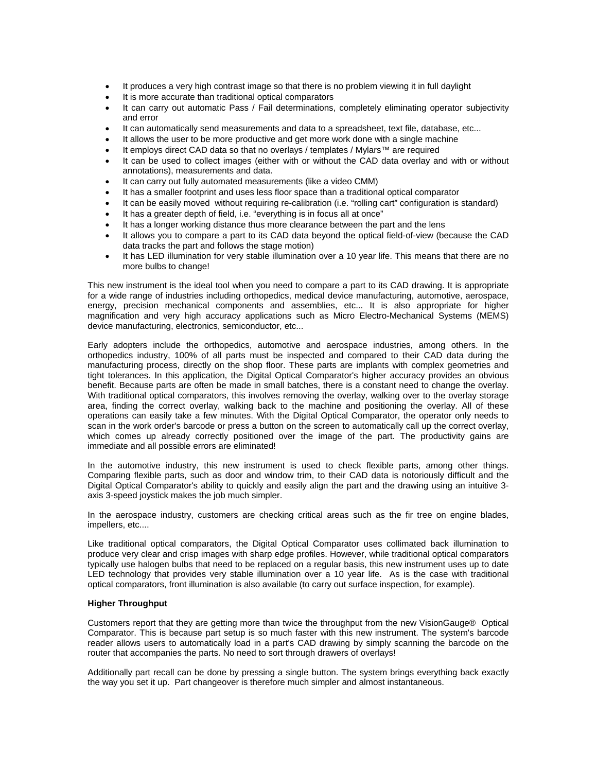- It produces a very high contrast image so that there is no problem viewing it in full daylight
- It is more accurate than traditional optical comparators
- It can carry out automatic Pass / Fail determinations, completely eliminating operator subjectivity and error
- It can automatically send measurements and data to a spreadsheet, text file, database, etc...
- It allows the user to be more productive and get more work done with a single machine
- It employs direct CAD data so that no overlays / templates / Mylars™ are required
- It can be used to collect images (either with or without the CAD data overlay and with or without annotations), measurements and data.
- It can carry out fully automated measurements (like a video CMM)
- It has a smaller footprint and uses less floor space than a traditional optical comparator
- It can be easily moved without requiring re-calibration (i.e. “rolling cart” configuration is standard)
- It has a greater depth of field, i.e. “everything is in focus all at once”
- It has a longer working distance thus more clearance between the part and the lens
- It allows you to compare a part to its CAD data beyond the optical field-of-view (because the CAD data tracks the part and follows the stage motion)
- It has LED illumination for very stable illumination over a 10 year life. This means that there are no more bulbs to change!

This new instrument is the ideal tool when you need to compare a part to its CAD drawing. It is appropriate for a wide range of industries including orthopedics, medical device manufacturing, automotive, aerospace, energy, precision mechanical components and assemblies, etc... It is also appropriate for higher magnification and very high accuracy applications such as Micro Electro-Mechanical Systems (MEMS) device manufacturing, electronics, semiconductor, etc...

Early adopters include the orthopedics, automotive and aerospace industries, among others. In the orthopedics industry, 100% of all parts must be inspected and compared to their CAD data during the manufacturing process, directly on the shop floor. These parts are implants with complex geometries and tight tolerances. In this application, the Digital Optical Comparator's higher accuracy provides an obvious benefit. Because parts are often be made in small batches, there is a constant need to change the overlay. With traditional optical comparators, this involves removing the overlay, walking over to the overlay storage area, finding the correct overlay, walking back to the machine and positioning the overlay. All of these operations can easily take a few minutes. With the Digital Optical Comparator, the operator only needs to scan in the work order's barcode or press a button on the screen to automatically call up the correct overlay, which comes up already correctly positioned over the image of the part. The productivity gains are immediate and all possible errors are eliminated!

In the automotive industry, this new instrument is used to check flexible parts, among other things. Comparing flexible parts, such as door and window trim, to their CAD data is notoriously difficult and the Digital Optical Comparator's ability to quickly and easily align the part and the drawing using an intuitive 3-axis 3-speed joystick makes the job much simpler.

In the aerospace industry, customers are checking critical areas such as the fir tree on engine blades, impellers, etc....

Like traditional optical comparators, the Digital Optical Comparator uses collimated back illumination to produce very clear and crisp images with sharp edge profiles. However, while traditional optical comparators typically use halogen bulbs that need to be replaced on a regular basis, this new instrument uses up to date LED technology that provides very stable illumination over a 10 year life. As is the case with traditional optical comparators, front illumination is also available (to carry out surface inspection, for example).

**Higher Throughput**

Customers report that they are getting more than twice the throughput from the new VisionGauge® Optical Comparator. This is because part setup is so much faster with this new instrument. The system's barcode reader allows users to automatically load in a part's CAD drawing by simply scanning the barcode on the router that accompanies the parts. No need to sort through drawers of overlays!

Additionally part recall can be done by pressing a single button. The system brings everything back exactly the way you set it up. Part changeover is therefore much simpler and almost instantaneous.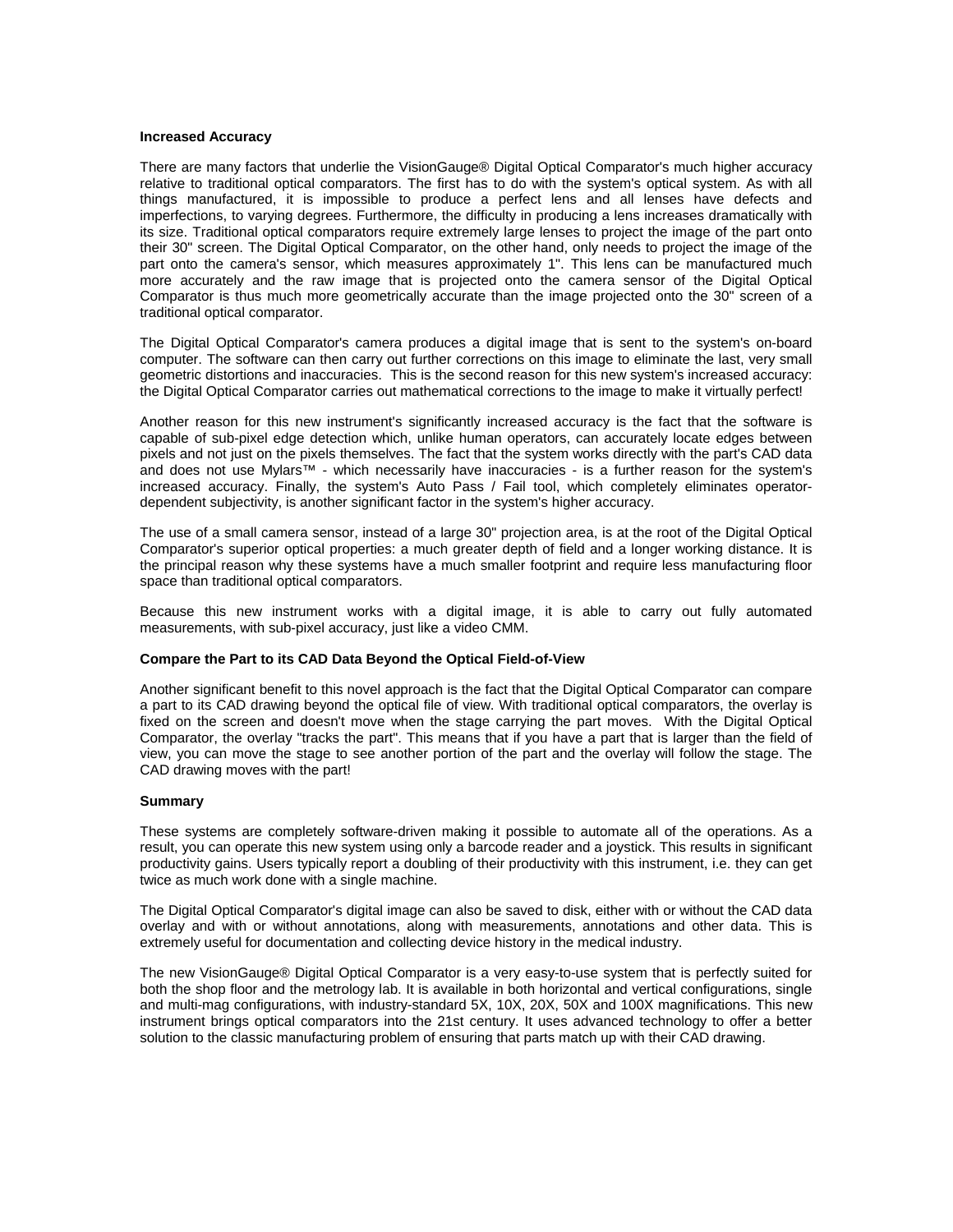**Increased Accuracy**

There are many factors that underlie the VisionGauge® Digital Optical Comparator's much higher accuracy relative to traditional optical comparators. The first has to do with the system's optical system. As with all things manufactured, it is impossible to produce a perfect lens and all lenses have defects and imperfections, to varying degrees. Furthermore, the difficulty in producing a lens increases dramatically with its size. Traditional optical comparators require extremely large lenses to project the image of the part onto their 30" screen. The Digital Optical Comparator, on the other hand, only needs to project the image of the part onto the camera's sensor, which measures approximately 1". This lens can be manufactured much more accurately and the raw image that is projected onto the camera sensor of the Digital Optical Comparator is thus much more geometrically accurate than the image projected onto the 30" screen of a traditional optical comparator.

The Digital Optical Comparator's camera produces a digital image that is sent to the system's on-board computer. The software can then carry out further corrections on this image to eliminate the last, very small geometric distortions and inaccuracies. This is the second reason for this new system's increased accuracy: the Digital Optical Comparator carries out mathematical corrections to the image to make it virtually perfect!

Another reason for this new instrument's significantly increased accuracy is the fact that the software is capable of sub-pixel edge detection which, unlike human operators, can accurately locate edges between pixels and not just on the pixels themselves. The fact that the system works directly with the part's CAD data and does not use Mylars™ - which necessarily have inaccuracies - is a further reason for the system's increased accuracy. Finally, the system's Auto Pass / Fail tool, which completely eliminates operator-dependent subjectivity, is another significant factor in the system's higher accuracy.

The use of a small camera sensor, instead of a large 30" projection area, is at the root of the Digital Optical Comparator's superior optical properties: a much greater depth of field and a longer working distance. It is the principal reason why these systems have a much smaller footprint and require less manufacturing floor space than traditional optical comparators.

Because this new instrument works with a digital image, it is able to carry out fully automated measurements, with sub-pixel accuracy, just like a video CMM.

**Compare the Part to its CAD Data Beyond the Optical Field-of-View**

Another significant benefit to this novel approach is the fact that the Digital Optical Comparator can compare a part to its CAD drawing beyond the optical file of view. With traditional optical comparators, the overlay is fixed on the screen and doesn't move when the stage carrying the part moves. With the Digital Optical Comparator, the overlay "tracks the part". This means that if you have a part that is larger than the field of view, you can move the stage to see another portion of the part and the overlay will follow the stage. The CAD drawing moves with the part!

**Summary**

These systems are completely software-driven making it possible to automate all of the operations. As a result, you can operate this new system using only a barcode reader and a joystick. This results in significant productivity gains. Users typically report a doubling of their productivity with this instrument, i.e. they can get twice as much work done with a single machine.

The Digital Optical Comparator's digital image can also be saved to disk, either with or without the CAD data overlay and with or without annotations, along with measurements, annotations and other data. This is extremely useful for documentation and collecting device history in the medical industry.

The new VisionGauge® Digital Optical Comparator is a very easy-to-use system that is perfectly suited for both the shop floor and the metrology lab. It is available in both horizontal and vertical configurations, single and multi-mag configurations, with industry-standard 5X, 10X, 20X, 50X and 100X magnifications. This new instrument brings optical comparators into the 21st century. It uses advanced technology to offer a better solution to the classic manufacturing problem of ensuring that parts match up with their CAD drawing.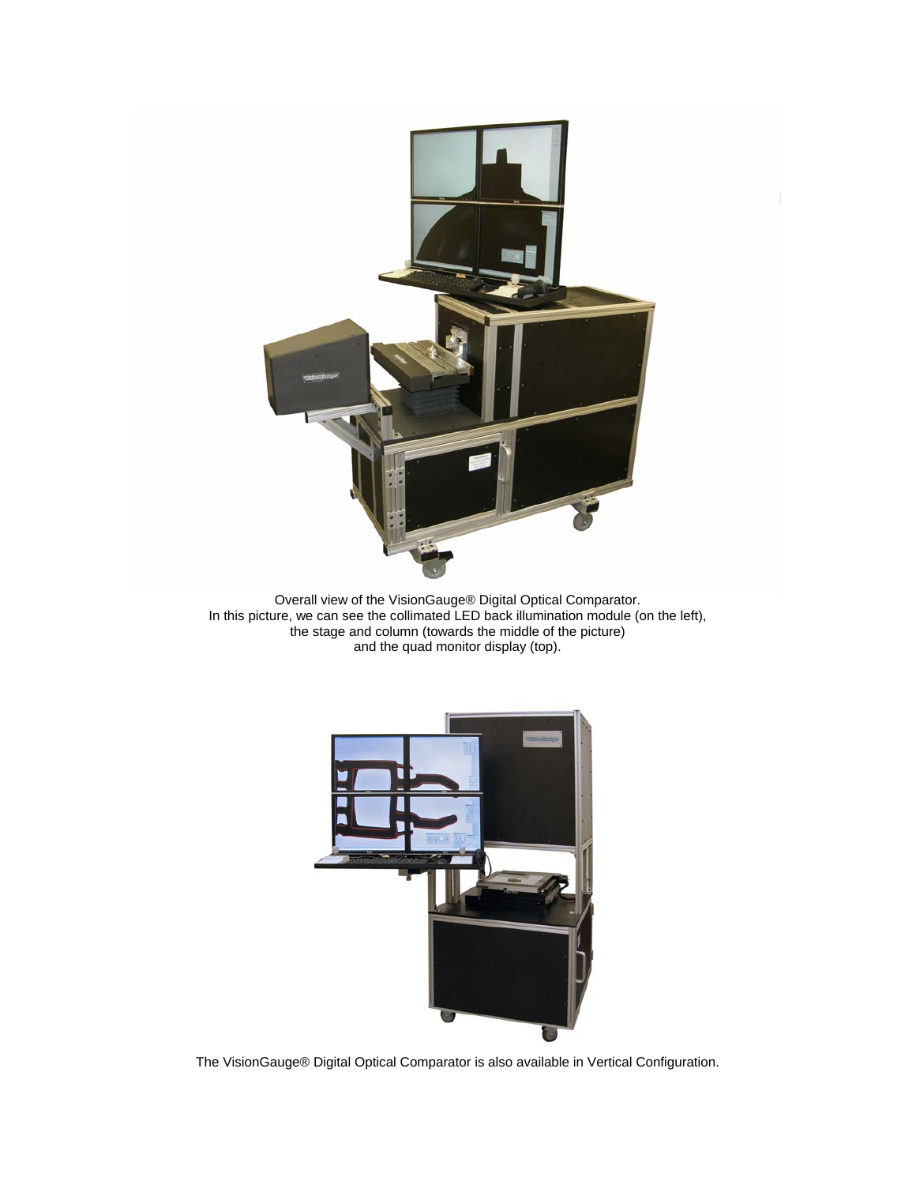Overall view of the VisionGauge® Digital Optical Comparator.
In this picture, we can see the collimated LED back illumination module (on the left), the stage and column (towards the middle of the picture) and the quad monitor display (top).

The VisionGauge® Digital Optical Comparator is also available in Vertical Configuration.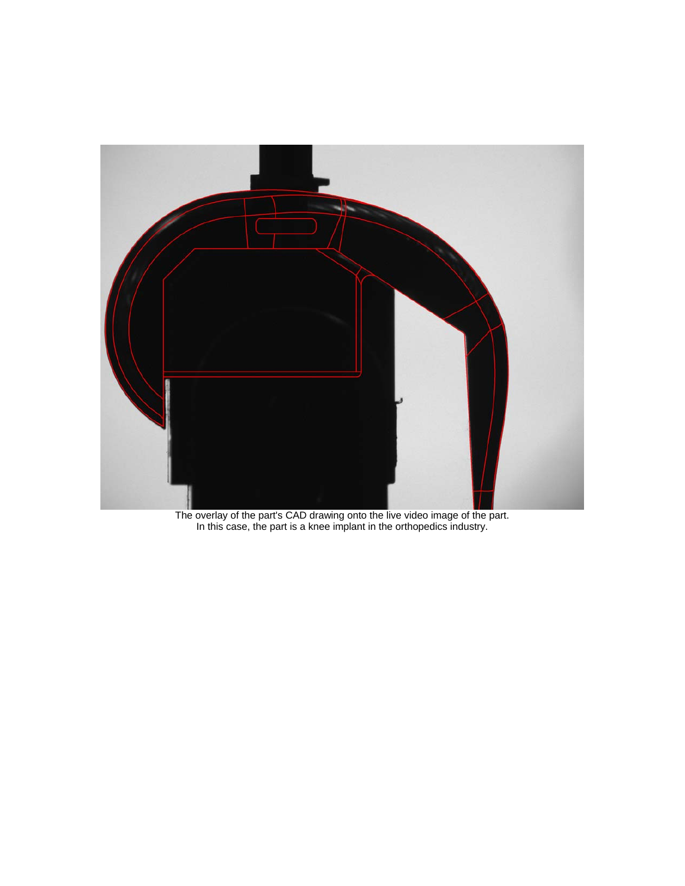The overlay of the part's CAD drawing onto the live video image of the part.
In this case, the part is a knee implant in the orthopedics industry.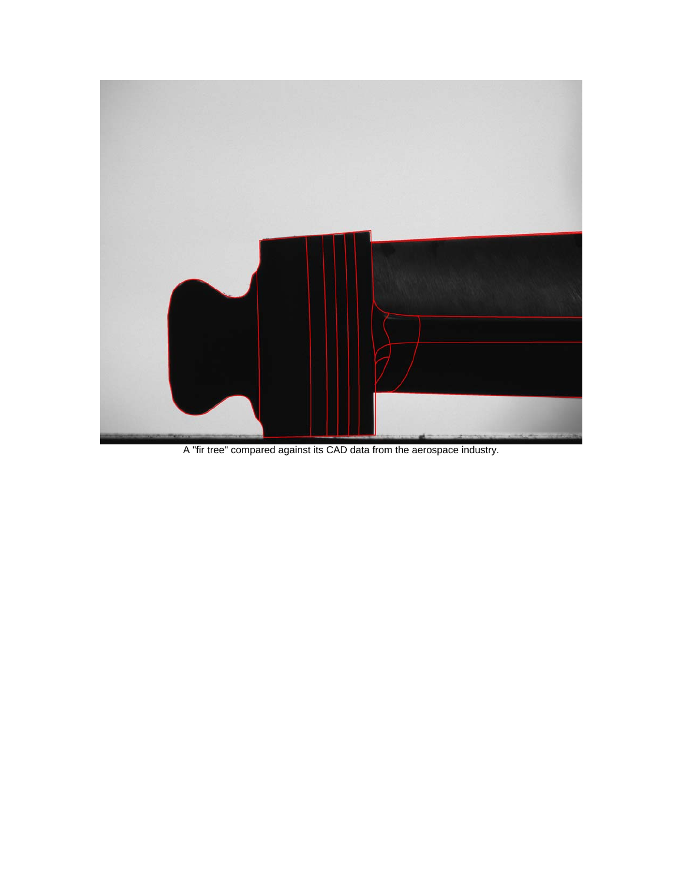A "fir tree" compared against its CAD data from the aerospace industry.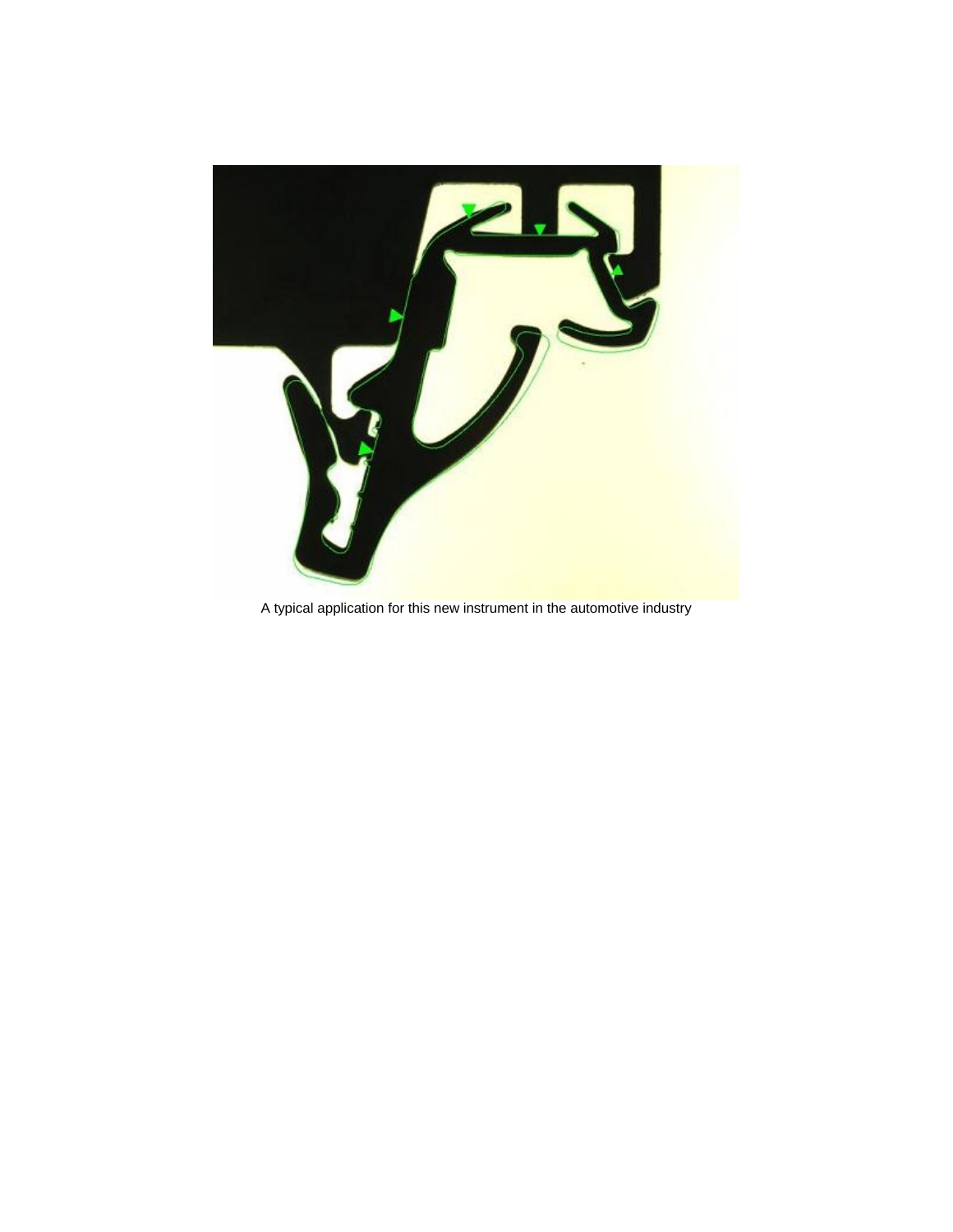A typical application for this new instrument in the automotive industry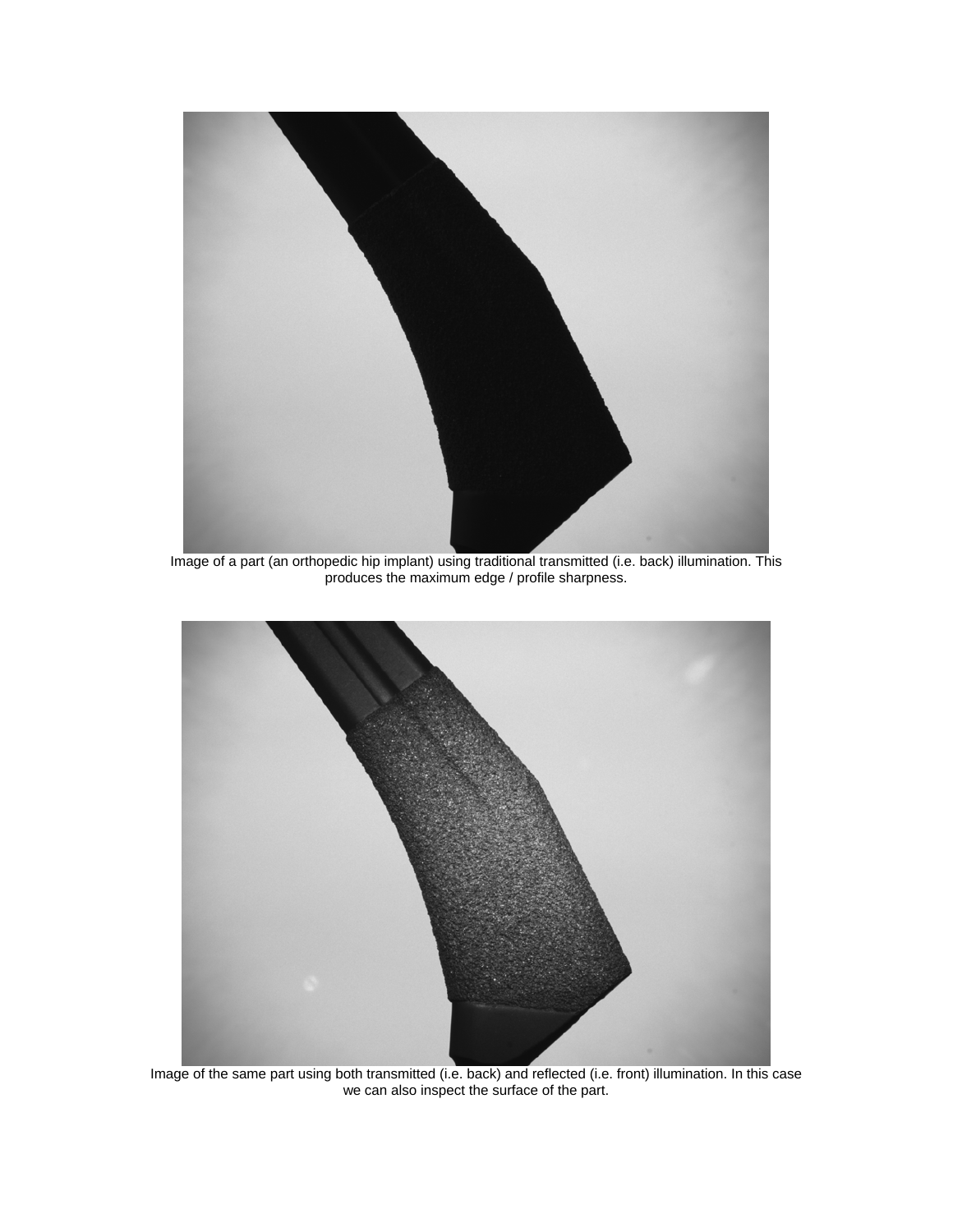Image of a part (an orthopedic hip implant) using traditional transmitted (i.e. back) illumination. This produces the maximum edge / profile sharpness.

Image of the same part using both transmitted (i.e. back) and reflected (i.e. front) illumination. In this case we can also inspect the surface of the part.